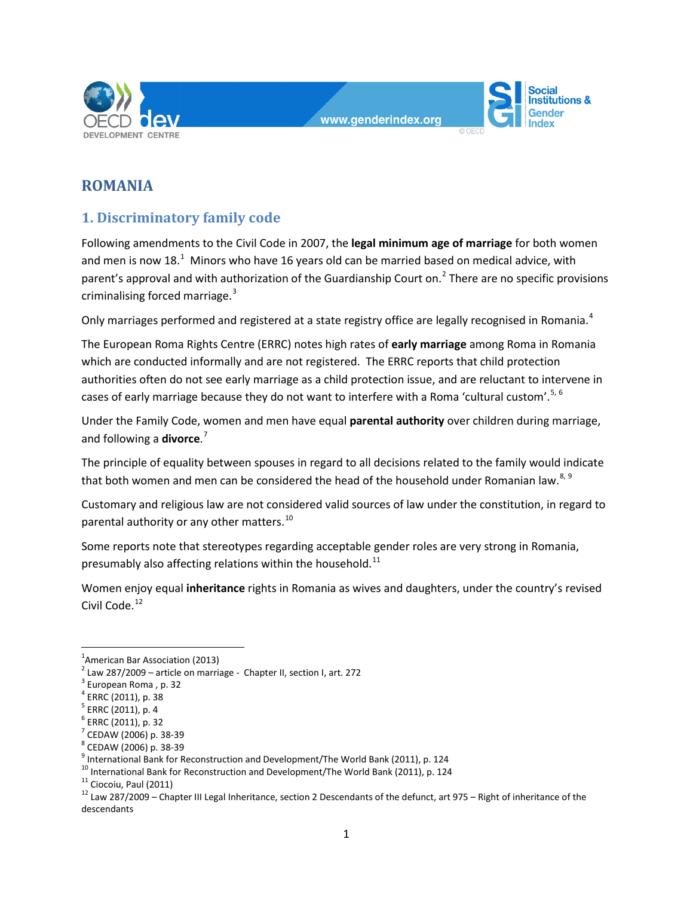# ROMANIA

## 1. Discriminatory family code

Following amendments to the Civil Code in 2007, the **legal minimum age of marriage** for both women and men is now 18.[1] Minors who have 16 years old can be married based on medical advice, with parent's approval and with authorization of the Guardianship Court on.[2] There are no specific provisions criminalising forced marriage.[3]

Only marriages performed and registered at a state registry office are legally recognised in Romania.[4]

The European Roma Rights Centre (ERRC) notes high rates of **early marriage** among Roma in Romania which are conducted informally and are not registered. The ERRC reports that child protection authorities often do not see early marriage as a child protection issue, and are reluctant to intervene in cases of early marriage because they do not want to interfere with a Roma 'cultural custom'.[5, 6]

Under the Family Code, women and men have equal **parental authority** over children during marriage, and following a **divorce**.[7]

The principle of equality between spouses in regard to all decisions related to the family would indicate that both women and men can be considered the head of the household under Romanian law.[8, 9]

Customary and religious law are not considered valid sources of law under the constitution, in regard to parental authority or any other matters.[10]

Some reports note that stereotypes regarding acceptable gender roles are very strong in Romania, presumably also affecting relations within the household.[11]

Women enjoy equal **inheritance** rights in Romania as wives and daughters, under the country's revised Civil Code.[12]

---

[1] American Bar Association (2013)
[2] Law 287/2009 – article on marriage - Chapter II, section I, art. 272
[3] European Roma , p. 32
[4] ERRC (2011), p. 38
[5] ERRC (2011), p. 4
[6] ERRC (2011), p. 32
[7] CEDAW (2006) p. 38-39
[8] CEDAW (2006) p. 38-39
[9] International Bank for Reconstruction and Development/The World Bank (2011), p. 124
[10] International Bank for Reconstruction and Development/The World Bank (2011), p. 124
[11] Ciocoiu, Paul (2011)
[12] Law 287/2009 – Chapter III Legal Inheritance, section 2 Descendants of the defunct, art 975 – Right of inheritance of the descendants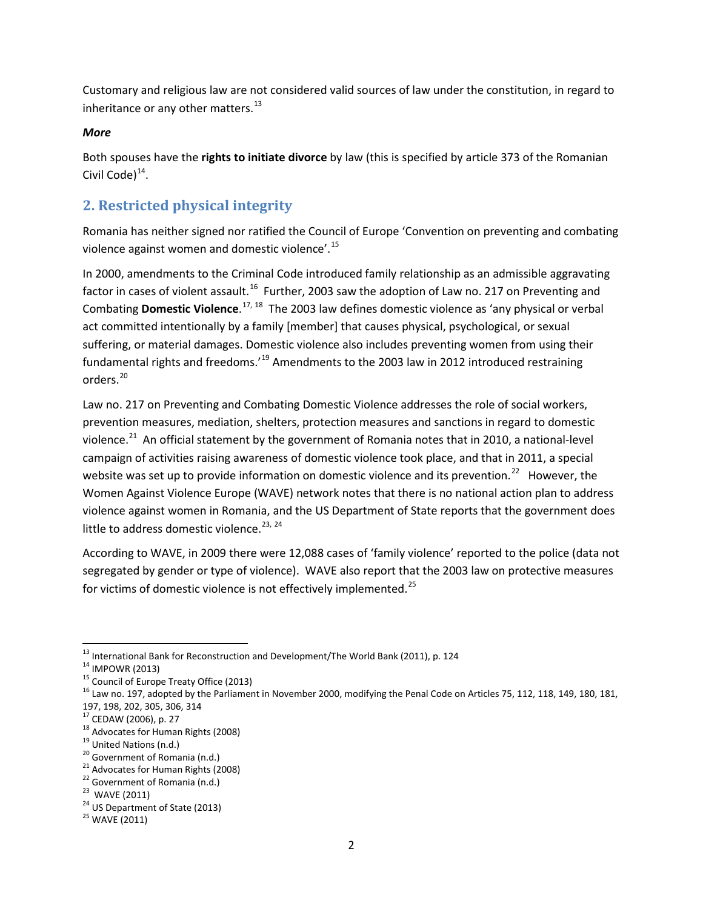Customary and religious law are not considered valid sources of law under the constitution, in regard to inheritance or any other matters.[13]

***More***

Both spouses have the **rights to initiate divorce** by law (this is specified by article 373 of the Romanian Civil Code)[14].

## 2. Restricted physical integrity

Romania has neither signed nor ratified the Council of Europe 'Convention on preventing and combating violence against women and domestic violence'.[15]

In 2000, amendments to the Criminal Code introduced family relationship as an admissible aggravating factor in cases of violent assault.[16] Further, 2003 saw the adoption of Law no. 217 on Preventing and Combating **Domestic Violence**.[17, 18] The 2003 law defines domestic violence as 'any physical or verbal act committed intentionally by a family [member] that causes physical, psychological, or sexual suffering, or material damages. Domestic violence also includes preventing women from using their fundamental rights and freedoms.'[19] Amendments to the 2003 law in 2012 introduced restraining orders.[20]

Law no. 217 on Preventing and Combating Domestic Violence addresses the role of social workers, prevention measures, mediation, shelters, protection measures and sanctions in regard to domestic violence.[21] An official statement by the government of Romania notes that in 2010, a national-level campaign of activities raising awareness of domestic violence took place, and that in 2011, a special website was set up to provide information on domestic violence and its prevention.[22] However, the Women Against Violence Europe (WAVE) network notes that there is no national action plan to address violence against women in Romania, and the US Department of State reports that the government does little to address domestic violence.[23, 24]

According to WAVE, in 2009 there were 12,088 cases of 'family violence' reported to the police (data not segregated by gender or type of violence). WAVE also report that the 2003 law on protective measures for victims of domestic violence is not effectively implemented.[25]

---

[13] International Bank for Reconstruction and Development/The World Bank (2011), p. 124

[14] IMPOWR (2013)

[15] Council of Europe Treaty Office (2013)

[16] Law no. 197, adopted by the Parliament in November 2000, modifying the Penal Code on Articles 75, 112, 118, 149, 180, 181, 197, 198, 202, 305, 306, 314

[17] CEDAW (2006), p. 27

[18] Advocates for Human Rights (2008)

[19] United Nations (n.d.)

[20] Government of Romania (n.d.)

[21] Advocates for Human Rights (2008)

[22] Government of Romania (n.d.)

[23] WAVE (2011)

[24] US Department of State (2013)

[25] WAVE (2011)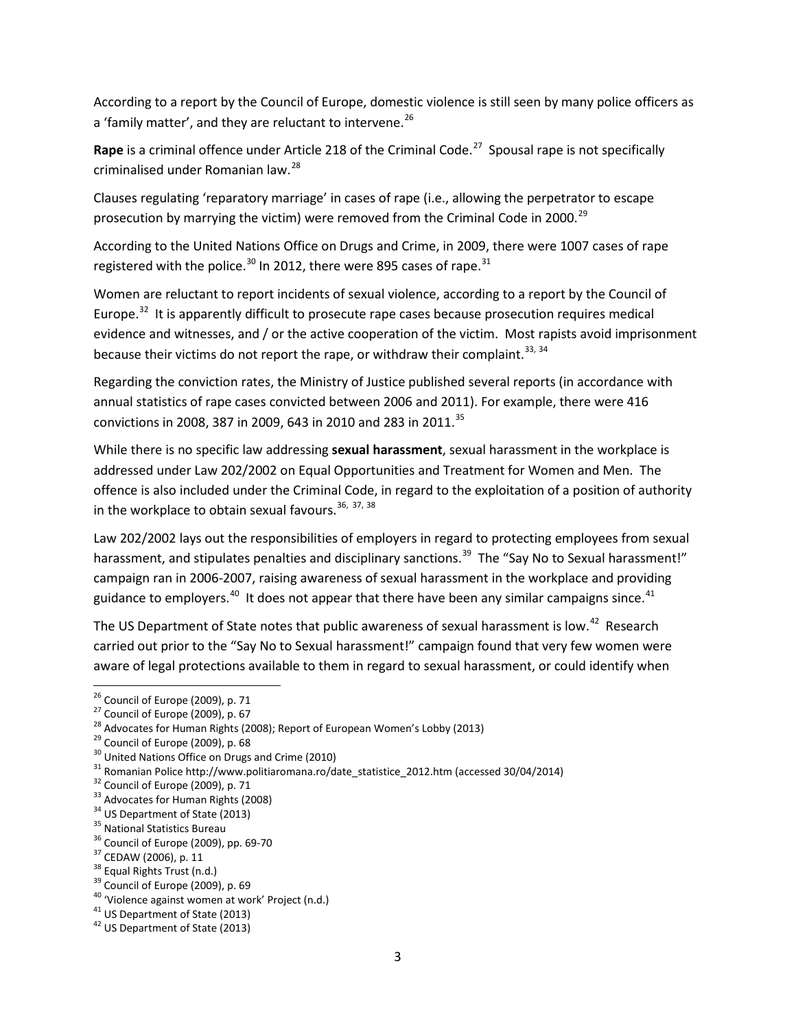According to a report by the Council of Europe, domestic violence is still seen by many police officers as a 'family matter', and they are reluctant to intervene.[26]

**Rape** is a criminal offence under Article 218 of the Criminal Code.[27] Spousal rape is not specifically criminalised under Romanian law.[28]

Clauses regulating 'reparatory marriage' in cases of rape (i.e., allowing the perpetrator to escape prosecution by marrying the victim) were removed from the Criminal Code in 2000.[29]

According to the United Nations Office on Drugs and Crime, in 2009, there were 1007 cases of rape registered with the police.[30] In 2012, there were 895 cases of rape.[31]

Women are reluctant to report incidents of sexual violence, according to a report by the Council of Europe.[32] It is apparently difficult to prosecute rape cases because prosecution requires medical evidence and witnesses, and / or the active cooperation of the victim. Most rapists avoid imprisonment because their victims do not report the rape, or withdraw their complaint.[33, 34]

Regarding the conviction rates, the Ministry of Justice published several reports (in accordance with annual statistics of rape cases convicted between 2006 and 2011). For example, there were 416 convictions in 2008, 387 in 2009, 643 in 2010 and 283 in 2011.[35]

While there is no specific law addressing **sexual harassment**, sexual harassment in the workplace is addressed under Law 202/2002 on Equal Opportunities and Treatment for Women and Men. The offence is also included under the Criminal Code, in regard to the exploitation of a position of authority in the workplace to obtain sexual favours.[36, 37, 38]

Law 202/2002 lays out the responsibilities of employers in regard to protecting employees from sexual harassment, and stipulates penalties and disciplinary sanctions.[39] The "Say No to Sexual harassment!" campaign ran in 2006-2007, raising awareness of sexual harassment in the workplace and providing guidance to employers.[40] It does not appear that there have been any similar campaigns since.[41]

The US Department of State notes that public awareness of sexual harassment is low.[42] Research carried out prior to the "Say No to Sexual harassment!" campaign found that very few women were aware of legal protections available to them in regard to sexual harassment, or could identify when

---

[26] Council of Europe (2009), p. 71

[27] Council of Europe (2009), p. 67

[28] Advocates for Human Rights (2008); Report of European Women's Lobby (2013)

[29] Council of Europe (2009), p. 68

[30] United Nations Office on Drugs and Crime (2010)

[31] Romanian Police http://www.politiaromana.ro/date_statistice_2012.htm (accessed 30/04/2014)

[32] Council of Europe (2009), p. 71

[33] Advocates for Human Rights (2008)

[34] US Department of State (2013)

[35] National Statistics Bureau

[36] Council of Europe (2009), pp. 69-70

[37] CEDAW (2006), p. 11

[38] Equal Rights Trust (n.d.)

[39] Council of Europe (2009), p. 69

[40] 'Violence against women at work' Project (n.d.)

[41] US Department of State (2013)

[42] US Department of State (2013)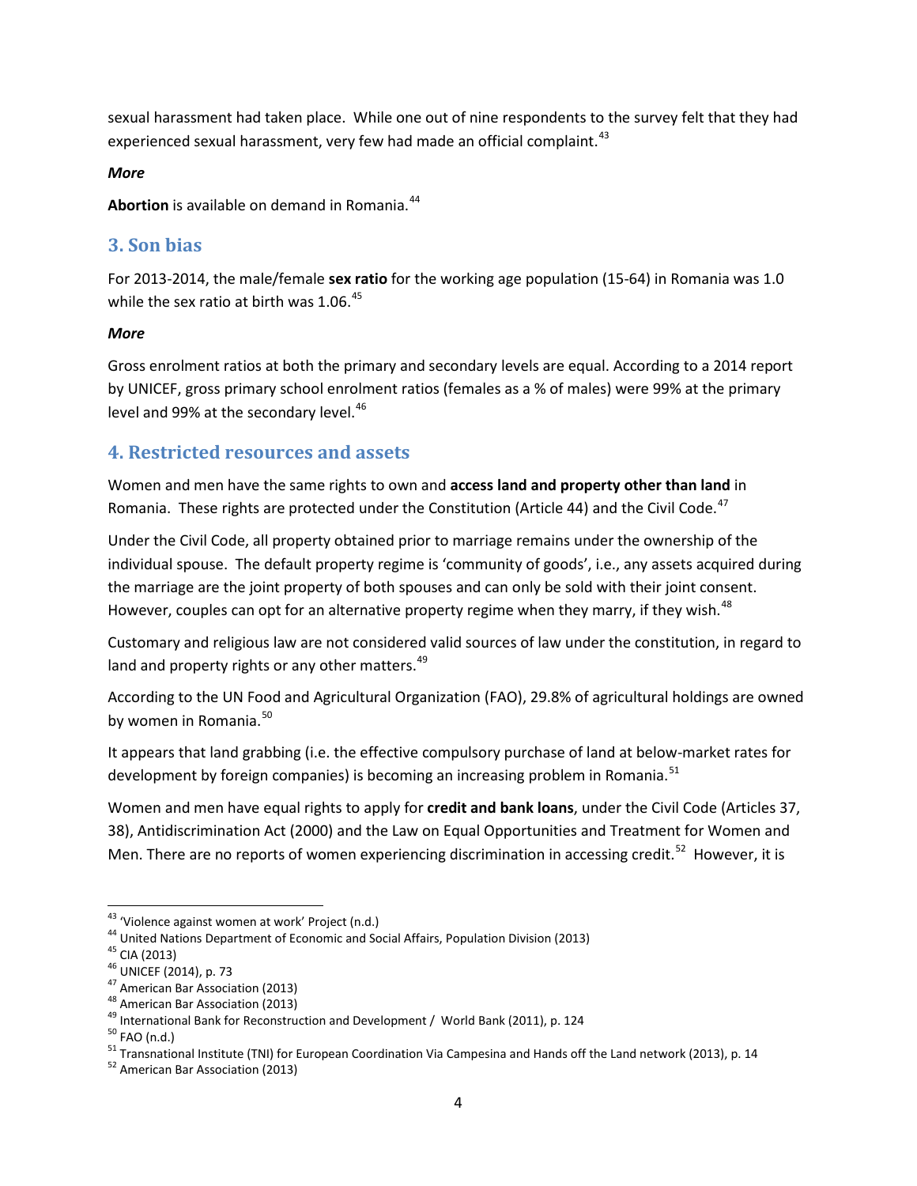sexual harassment had taken place. While one out of nine respondents to the survey felt that they had experienced sexual harassment, very few had made an official complaint.[43]

***More***

**Abortion** is available on demand in Romania.[44]

## 3. Son bias

For 2013-2014, the male/female **sex ratio** for the working age population (15-64) in Romania was 1.0 while the sex ratio at birth was 1.06.[45]

***More***

Gross enrolment ratios at both the primary and secondary levels are equal. According to a 2014 report by UNICEF, gross primary school enrolment ratios (females as a % of males) were 99% at the primary level and 99% at the secondary level.[46]

## 4. Restricted resources and assets

Women and men have the same rights to own and **access land and property other than land** in Romania. These rights are protected under the Constitution (Article 44) and the Civil Code.[47]

Under the Civil Code, all property obtained prior to marriage remains under the ownership of the individual spouse. The default property regime is 'community of goods', i.e., any assets acquired during the marriage are the joint property of both spouses and can only be sold with their joint consent. However, couples can opt for an alternative property regime when they marry, if they wish.[48]

Customary and religious law are not considered valid sources of law under the constitution, in regard to land and property rights or any other matters.[49]

According to the UN Food and Agricultural Organization (FAO), 29.8% of agricultural holdings are owned by women in Romania.[50]

It appears that land grabbing (i.e. the effective compulsory purchase of land at below-market rates for development by foreign companies) is becoming an increasing problem in Romania.[51]

Women and men have equal rights to apply for **credit and bank loans**, under the Civil Code (Articles 37, 38), Antidiscrimination Act (2000) and the Law on Equal Opportunities and Treatment for Women and Men. There are no reports of women experiencing discrimination in accessing credit.[52] However, it is

---

[43] 'Violence against women at work' Project (n.d.)
[44] United Nations Department of Economic and Social Affairs, Population Division (2013)
[45] CIA (2013)
[46] UNICEF (2014), p. 73
[47] American Bar Association (2013)
[48] American Bar Association (2013)
[49] International Bank for Reconstruction and Development / World Bank (2011), p. 124
[50] FAO (n.d.)
[51] Transnational Institute (TNI) for European Coordination Via Campesina and Hands off the Land network (2013), p. 14
[52] American Bar Association (2013)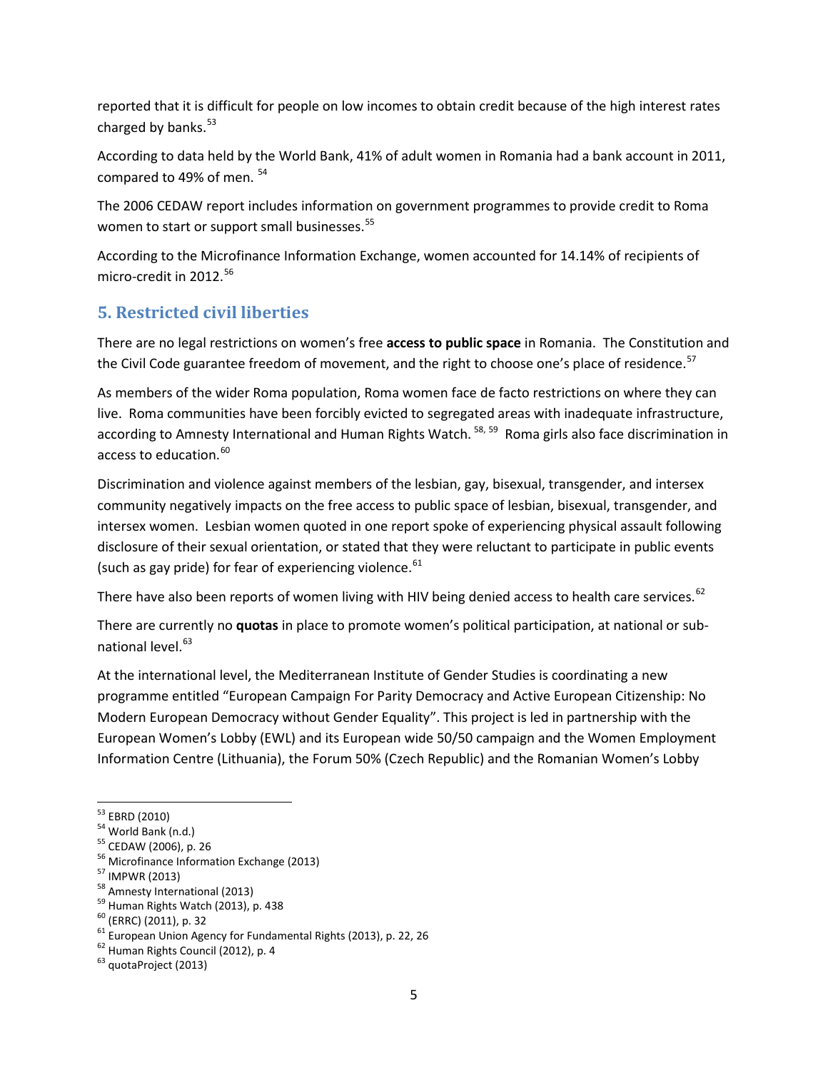reported that it is difficult for people on low incomes to obtain credit because of the high interest rates charged by banks.[53]

According to data held by the World Bank, 41% of adult women in Romania had a bank account in 2011, compared to 49% of men. [54]

The 2006 CEDAW report includes information on government programmes to provide credit to Roma women to start or support small businesses.[55]

According to the Microfinance Information Exchange, women accounted for 14.14% of recipients of micro-credit in 2012.[56]

## 5. Restricted civil liberties

There are no legal restrictions on women's free **access to public space** in Romania. The Constitution and the Civil Code guarantee freedom of movement, and the right to choose one's place of residence.[57]

As members of the wider Roma population, Roma women face de facto restrictions on where they can live. Roma communities have been forcibly evicted to segregated areas with inadequate infrastructure, according to Amnesty International and Human Rights Watch. [58, 59] Roma girls also face discrimination in access to education.[60]

Discrimination and violence against members of the lesbian, gay, bisexual, transgender, and intersex community negatively impacts on the free access to public space of lesbian, bisexual, transgender, and intersex women. Lesbian women quoted in one report spoke of experiencing physical assault following disclosure of their sexual orientation, or stated that they were reluctant to participate in public events (such as gay pride) for fear of experiencing violence.[61]

There have also been reports of women living with HIV being denied access to health care services.[62]

There are currently no **quotas** in place to promote women's political participation, at national or sub-national level.[63]

At the international level, the Mediterranean Institute of Gender Studies is coordinating a new programme entitled "European Campaign For Parity Democracy and Active European Citizenship: No Modern European Democracy without Gender Equality". This project is led in partnership with the European Women's Lobby (EWL) and its European wide 50/50 campaign and the Women Employment Information Centre (Lithuania), the Forum 50% (Czech Republic) and the Romanian Women's Lobby

---

[53] EBRD (2010)
[54] World Bank (n.d.)
[55] CEDAW (2006), p. 26
[56] Microfinance Information Exchange (2013)
[57] IMPWR (2013)
[58] Amnesty International (2013)
[59] Human Rights Watch (2013), p. 438
[60] (ERRC) (2011), p. 32
[61] European Union Agency for Fundamental Rights (2013), p. 22, 26
[62] Human Rights Council (2012), p. 4
[63] quotaProject (2013)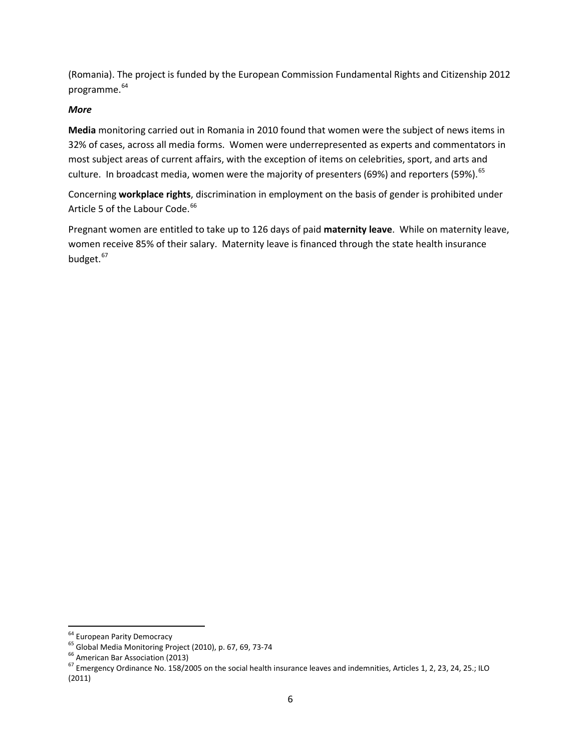(Romania). The project is funded by the European Commission Fundamental Rights and Citizenship 2012 programme.[64]

***More***

**Media** monitoring carried out in Romania in 2010 found that women were the subject of news items in 32% of cases, across all media forms. Women were underrepresented as experts and commentators in most subject areas of current affairs, with the exception of items on celebrities, sport, and arts and culture. In broadcast media, women were the majority of presenters (69%) and reporters (59%).[65]

Concerning **workplace rights**, discrimination in employment on the basis of gender is prohibited under Article 5 of the Labour Code.[66]

Pregnant women are entitled to take up to 126 days of paid **maternity leave**. While on maternity leave, women receive 85% of their salary. Maternity leave is financed through the state health insurance budget.[67]

---

[64] European Parity Democracy

[65] Global Media Monitoring Project (2010), p. 67, 69, 73-74

[66] American Bar Association (2013)

[67] Emergency Ordinance No. 158/2005 on the social health insurance leaves and indemnities, Articles 1, 2, 23, 24, 25.; ILO (2011)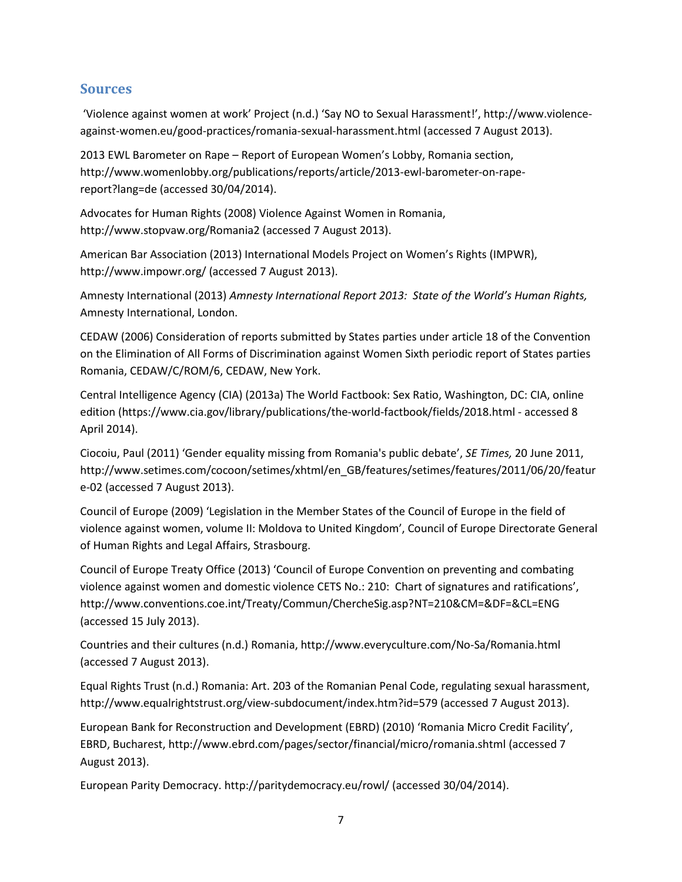## Sources

'Violence against women at work' Project (n.d.) 'Say NO to Sexual Harassment!', http://www.violence-against-women.eu/good-practices/romania-sexual-harassment.html (accessed 7 August 2013).

2013 EWL Barometer on Rape – Report of European Women's Lobby, Romania section, http://www.womenlobby.org/publications/reports/article/2013-ewl-barometer-on-rape-report?lang=de (accessed 30/04/2014).

Advocates for Human Rights (2008) Violence Against Women in Romania, http://www.stopvaw.org/Romania2 (accessed 7 August 2013).

American Bar Association (2013) International Models Project on Women's Rights (IMPWR), http://www.impowr.org/ (accessed 7 August 2013).

Amnesty International (2013) *Amnesty International Report 2013: State of the World's Human Rights,* Amnesty International, London.

CEDAW (2006) Consideration of reports submitted by States parties under article 18 of the Convention on the Elimination of All Forms of Discrimination against Women Sixth periodic report of States parties Romania, CEDAW/C/ROM/6, CEDAW, New York.

Central Intelligence Agency (CIA) (2013a) The World Factbook: Sex Ratio, Washington, DC: CIA, online edition (https://www.cia.gov/library/publications/the-world-factbook/fields/2018.html - accessed 8 April 2014).

Ciocoiu, Paul (2011) 'Gender equality missing from Romania's public debate', *SE Times,* 20 June 2011, http://www.setimes.com/cocoon/setimes/xhtml/en_GB/features/setimes/features/2011/06/20/feature-02 (accessed 7 August 2013).

Council of Europe (2009) 'Legislation in the Member States of the Council of Europe in the field of violence against women, volume II: Moldova to United Kingdom', Council of Europe Directorate General of Human Rights and Legal Affairs, Strasbourg.

Council of Europe Treaty Office (2013) 'Council of Europe Convention on preventing and combating violence against women and domestic violence CETS No.: 210: Chart of signatures and ratifications', http://www.conventions.coe.int/Treaty/Commun/ChercheSig.asp?NT=210&CM=&DF=&CL=ENG (accessed 15 July 2013).

Countries and their cultures (n.d.) Romania, http://www.everyculture.com/No-Sa/Romania.html (accessed 7 August 2013).

Equal Rights Trust (n.d.) Romania: Art. 203 of the Romanian Penal Code, regulating sexual harassment, http://www.equalrightstrust.org/view-subdocument/index.htm?id=579 (accessed 7 August 2013).

European Bank for Reconstruction and Development (EBRD) (2010) 'Romania Micro Credit Facility', EBRD, Bucharest, http://www.ebrd.com/pages/sector/financial/micro/romania.shtml (accessed 7 August 2013).

European Parity Democracy. http://paritydemocracy.eu/rowl/ (accessed 30/04/2014).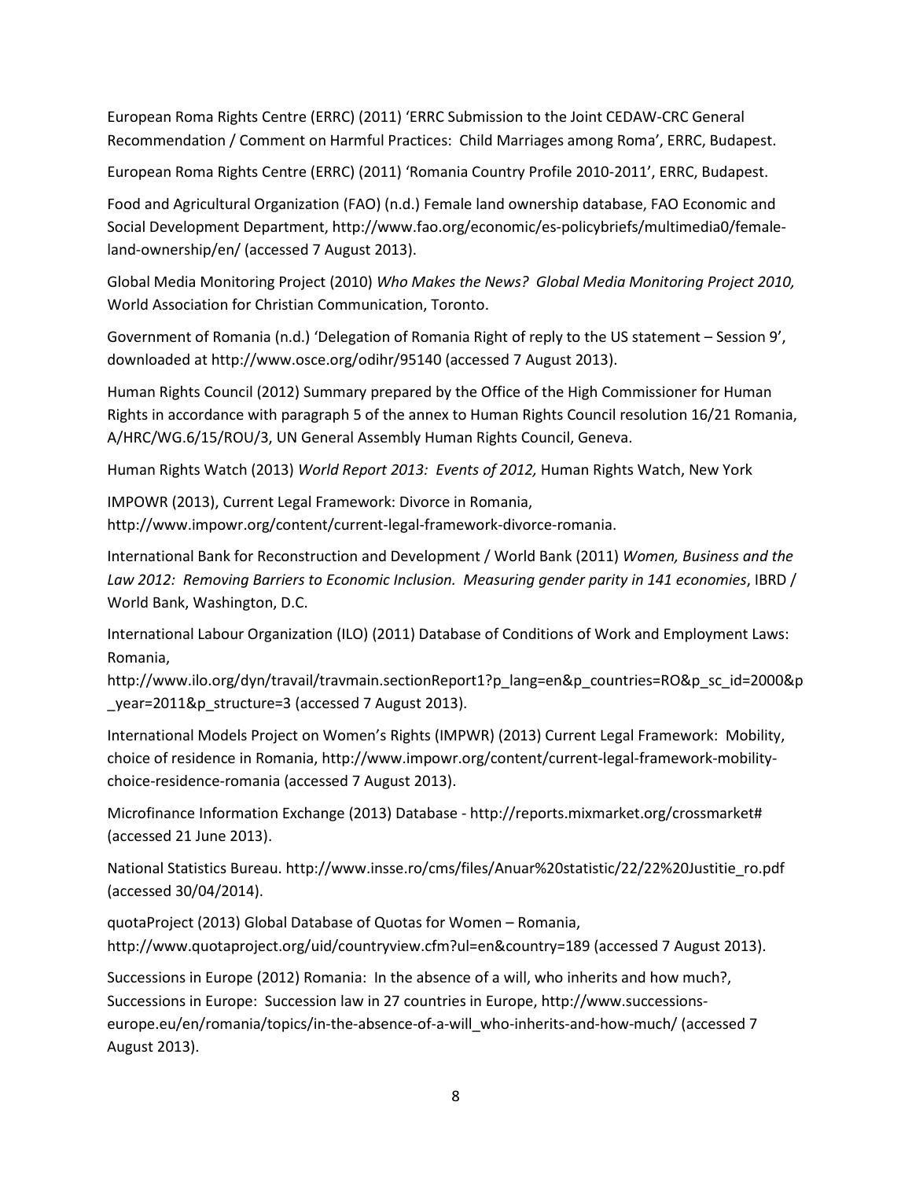European Roma Rights Centre (ERRC) (2011) 'ERRC Submission to the Joint CEDAW-CRC General Recommendation / Comment on Harmful Practices: Child Marriages among Roma', ERRC, Budapest.

European Roma Rights Centre (ERRC) (2011) 'Romania Country Profile 2010-2011', ERRC, Budapest.

Food and Agricultural Organization (FAO) (n.d.) Female land ownership database, FAO Economic and Social Development Department, http://www.fao.org/economic/es-policybriefs/multimedia0/female-land-ownership/en/ (accessed 7 August 2013).

Global Media Monitoring Project (2010) *Who Makes the News? Global Media Monitoring Project 2010,* World Association for Christian Communication, Toronto.

Government of Romania (n.d.) 'Delegation of Romania Right of reply to the US statement – Session 9', downloaded at http://www.osce.org/odihr/95140 (accessed 7 August 2013).

Human Rights Council (2012) Summary prepared by the Office of the High Commissioner for Human Rights in accordance with paragraph 5 of the annex to Human Rights Council resolution 16/21 Romania, A/HRC/WG.6/15/ROU/3, UN General Assembly Human Rights Council, Geneva.

Human Rights Watch (2013) *World Report 2013: Events of 2012,* Human Rights Watch, New York

IMPOWR (2013), Current Legal Framework: Divorce in Romania, http://www.impowr.org/content/current-legal-framework-divorce-romania.

International Bank for Reconstruction and Development / World Bank (2011) *Women, Business and the Law 2012: Removing Barriers to Economic Inclusion. Measuring gender parity in 141 economies*, IBRD / World Bank, Washington, D.C.

International Labour Organization (ILO) (2011) Database of Conditions of Work and Employment Laws: Romania, http://www.ilo.org/dyn/travail/travmain.sectionReport1?p_lang=en&p_countries=RO&p_sc_id=2000&p_year=2011&p_structure=3 (accessed 7 August 2013).

International Models Project on Women's Rights (IMPWR) (2013) Current Legal Framework: Mobility, choice of residence in Romania, http://www.impowr.org/content/current-legal-framework-mobility-choice-residence-romania (accessed 7 August 2013).

Microfinance Information Exchange (2013) Database - http://reports.mixmarket.org/crossmarket# (accessed 21 June 2013).

National Statistics Bureau. http://www.insse.ro/cms/files/Anuar%20statistic/22/22%20Justitie_ro.pdf (accessed 30/04/2014).

quotaProject (2013) Global Database of Quotas for Women – Romania, http://www.quotaproject.org/uid/countryview.cfm?ul=en&country=189 (accessed 7 August 2013).

Successions in Europe (2012) Romania: In the absence of a will, who inherits and how much?, Successions in Europe: Succession law in 27 countries in Europe, http://www.successions-europe.eu/en/romania/topics/in-the-absence-of-a-will_who-inherits-and-how-much/ (accessed 7 August 2013).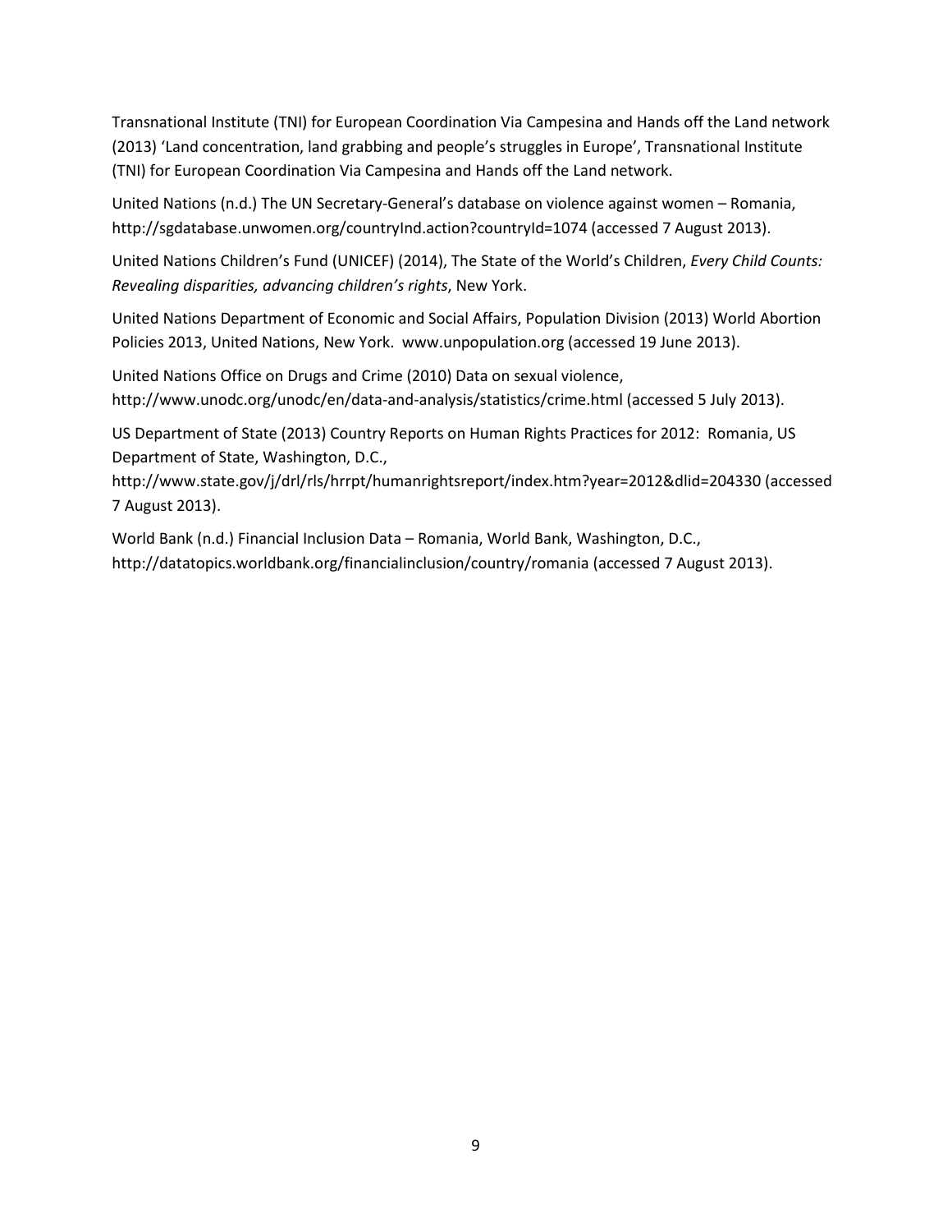Transnational Institute (TNI) for European Coordination Via Campesina and Hands off the Land network (2013) 'Land concentration, land grabbing and people's struggles in Europe', Transnational Institute (TNI) for European Coordination Via Campesina and Hands off the Land network.

United Nations (n.d.) The UN Secretary-General's database on violence against women – Romania, http://sgdatabase.unwomen.org/countryInd.action?countryId=1074 (accessed 7 August 2013).

United Nations Children's Fund (UNICEF) (2014), The State of the World's Children, *Every Child Counts: Revealing disparities, advancing children's rights*, New York.

United Nations Department of Economic and Social Affairs, Population Division (2013) World Abortion Policies 2013, United Nations, New York. www.unpopulation.org (accessed 19 June 2013).

United Nations Office on Drugs and Crime (2010) Data on sexual violence, http://www.unodc.org/unodc/en/data-and-analysis/statistics/crime.html (accessed 5 July 2013).

US Department of State (2013) Country Reports on Human Rights Practices for 2012: Romania, US Department of State, Washington, D.C., http://www.state.gov/j/drl/rls/hrrpt/humanrightsreport/index.htm?year=2012&dlid=204330 (accessed 7 August 2013).

World Bank (n.d.) Financial Inclusion Data – Romania, World Bank, Washington, D.C., http://datatopics.worldbank.org/financialinclusion/country/romania (accessed 7 August 2013).